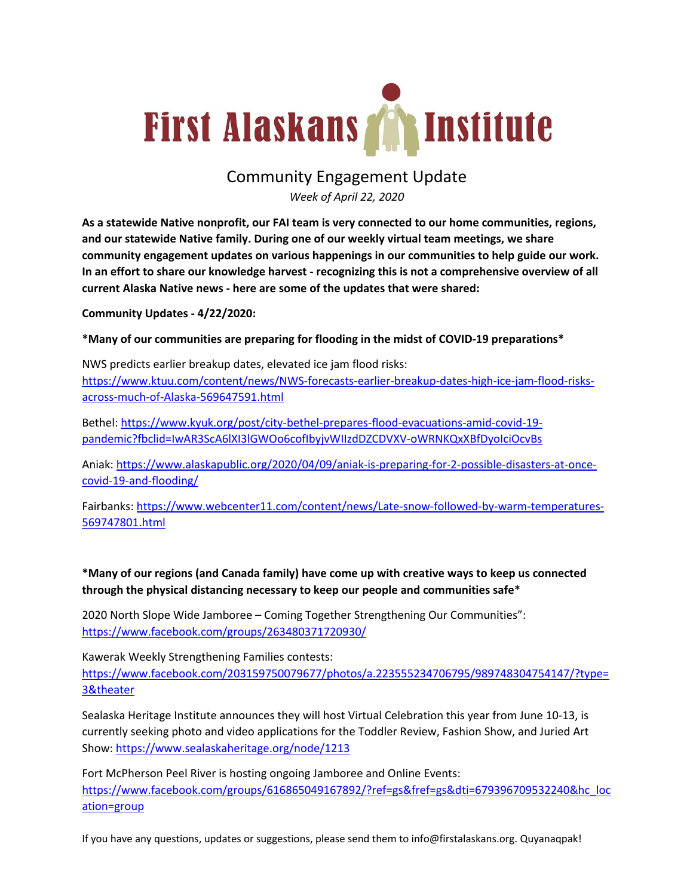# First Alaskans Institute

## Community Engagement Update

*Week of April 22, 2020*

**As a statewide Native nonprofit, our FAI team is very connected to our home communities, regions, and our statewide Native family. During one of our weekly virtual team meetings, we share community engagement updates on various happenings in our communities to help guide our work. In an effort to share our knowledge harvest - recognizing this is not a comprehensive overview of all current Alaska Native news - here are some of the updates that were shared:**

**Community Updates - 4/22/2020:**

***Many of our communities are preparing for flooding in the midst of COVID-19 preparations***

NWS predicts earlier breakup dates, elevated ice jam flood risks: https://www.ktuu.com/content/news/NWS-forecasts-earlier-breakup-dates-high-ice-jam-flood-risks-across-much-of-Alaska-569647591.html

Bethel: https://www.kyuk.org/post/city-bethel-prepares-flood-evacuations-amid-covid-19-pandemic?fbclid=IwAR3ScA6lXI3lGWOo6cofIbyjvWIIzdDZCDVXV-oWRNKQxXBfDyoIciOcvBs

Aniak: https://www.alaskapublic.org/2020/04/09/aniak-is-preparing-for-2-possible-disasters-at-once-covid-19-and-flooding/

Fairbanks: https://www.webcenter11.com/content/news/Late-snow-followed-by-warm-temperatures-569747801.html

***Many of our regions (and Canada family) have come up with creative ways to keep us connected through the physical distancing necessary to keep our people and communities safe***

2020 North Slope Wide Jamboree – Coming Together Strengthening Our Communities": https://www.facebook.com/groups/263480371720930/

Kawerak Weekly Strengthening Families contests: https://www.facebook.com/203159750079677/photos/a.223555234706795/989748304754147/?type=3&theater

Sealaska Heritage Institute announces they will host Virtual Celebration this year from June 10-13, is currently seeking photo and video applications for the Toddler Review, Fashion Show, and Juried Art Show: https://www.sealaskaheritage.org/node/1213

Fort McPherson Peel River is hosting ongoing Jamboree and Online Events: https://www.facebook.com/groups/616865049167892/?ref=gs&fref=gs&dti=679396709532240&hc_location=group

If you have any questions, updates or suggestions, please send them to info@firstalaskans.org. Quyanaqpak!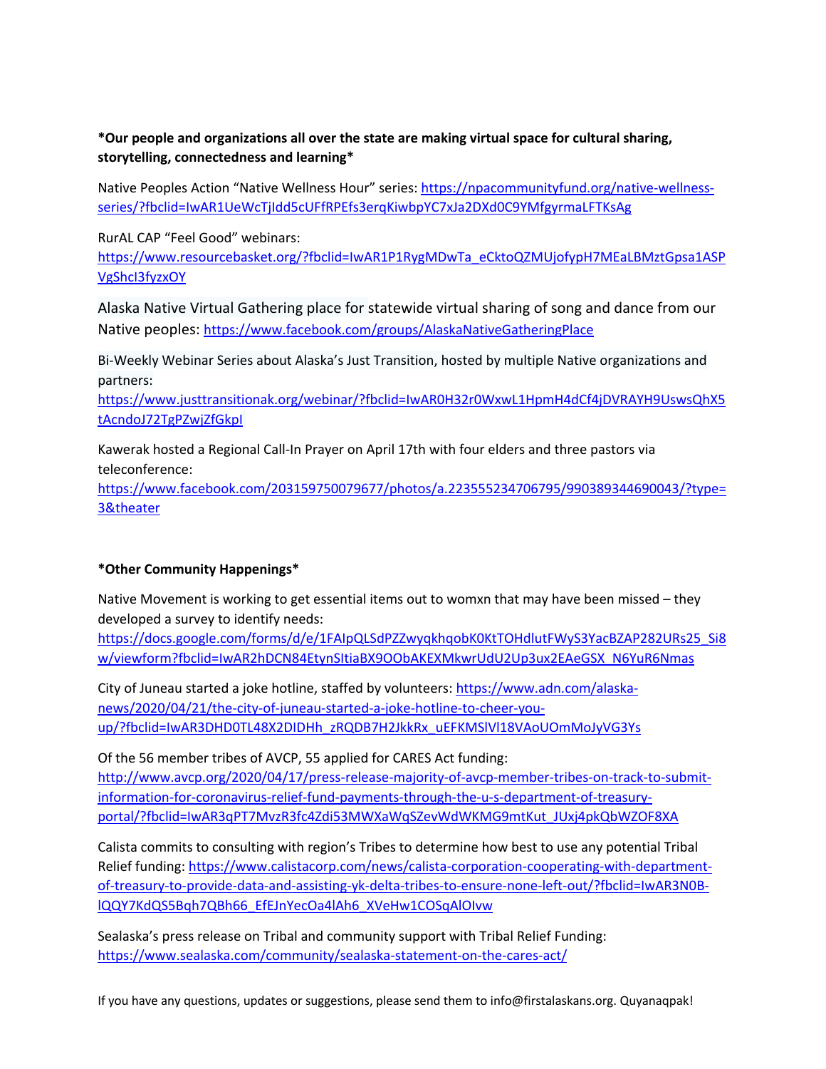**\*Our people and organizations all over the state are making virtual space for cultural sharing, storytelling, connectedness and learning\***

Native Peoples Action "Native Wellness Hour" series: https://npacommunityfund.org/native-wellness-series/?fbclid=IwAR1UeWcTjIdd5cUFfRPEfs3erqKiwbpYC7xJa2DXd0C9YMfgyrmaLFTKsAg

RurAL CAP "Feel Good" webinars: https://www.resourcebasket.org/?fbclid=IwAR1P1RygMDwTa_eCktoQZMUjofypH7MEaLBMztGpsa1ASPVgShcI3fyzxOY

Alaska Native Virtual Gathering place for statewide virtual sharing of song and dance from our Native peoples: https://www.facebook.com/groups/AlaskaNativeGatheringPlace

Bi-Weekly Webinar Series about Alaska's Just Transition, hosted by multiple Native organizations and partners: https://www.justtransitionak.org/webinar/?fbclid=IwAR0H32r0WxwL1HpmH4dCf4jDVRAYH9UswsQhX5tAcndoJ72TgPZwjZfGkpI

Kawerak hosted a Regional Call-In Prayer on April 17th with four elders and three pastors via teleconference: https://www.facebook.com/203159750079677/photos/a.223555234706795/990389344690043/?type=3&theater

**\*Other Community Happenings\***

Native Movement is working to get essential items out to womxn that may have been missed – they developed a survey to identify needs: https://docs.google.com/forms/d/e/1FAIpQLSdPZZwyqkhqobK0KtTOHdlutFWyS3YacBZAP282URs25_Si8w/viewform?fbclid=IwAR2hDCN84EtynSItiaBX9OObAKEXMkwrUdU2Up3ux2EAeGSX_N6YuR6Nmas

City of Juneau started a joke hotline, staffed by volunteers: https://www.adn.com/alaska-news/2020/04/21/the-city-of-juneau-started-a-joke-hotline-to-cheer-you-up/?fbclid=IwAR3DHD0TL48X2DIDHh_zRQDB7H2JkkRx_uEFKMSlVl18VAoUOmMoJyVG3Ys

Of the 56 member tribes of AVCP, 55 applied for CARES Act funding: http://www.avcp.org/2020/04/17/press-release-majority-of-avcp-member-tribes-on-track-to-submit-information-for-coronavirus-relief-fund-payments-through-the-u-s-department-of-treasury-portal/?fbclid=IwAR3qPT7MvzR3fc4Zdi53MWXaWqSZevWdWKMG9mtKut_JUxj4pkQbWZOF8XA

Calista commits to consulting with region's Tribes to determine how best to use any potential Tribal Relief funding: https://www.calistacorp.com/news/calista-corporation-cooperating-with-department-of-treasury-to-provide-data-and-assisting-yk-delta-tribes-to-ensure-none-left-out/?fbclid=IwAR3N0B-lQQY7KdQS5Bqh7QBh66_EfEJnYecOa4lAh6_XVeHw1COSqAlOIvw

Sealaska's press release on Tribal and community support with Tribal Relief Funding: https://www.sealaska.com/community/sealaska-statement-on-the-cares-act/

If you have any questions, updates or suggestions, please send them to info@firstalaskans.org. Quyanaqpak!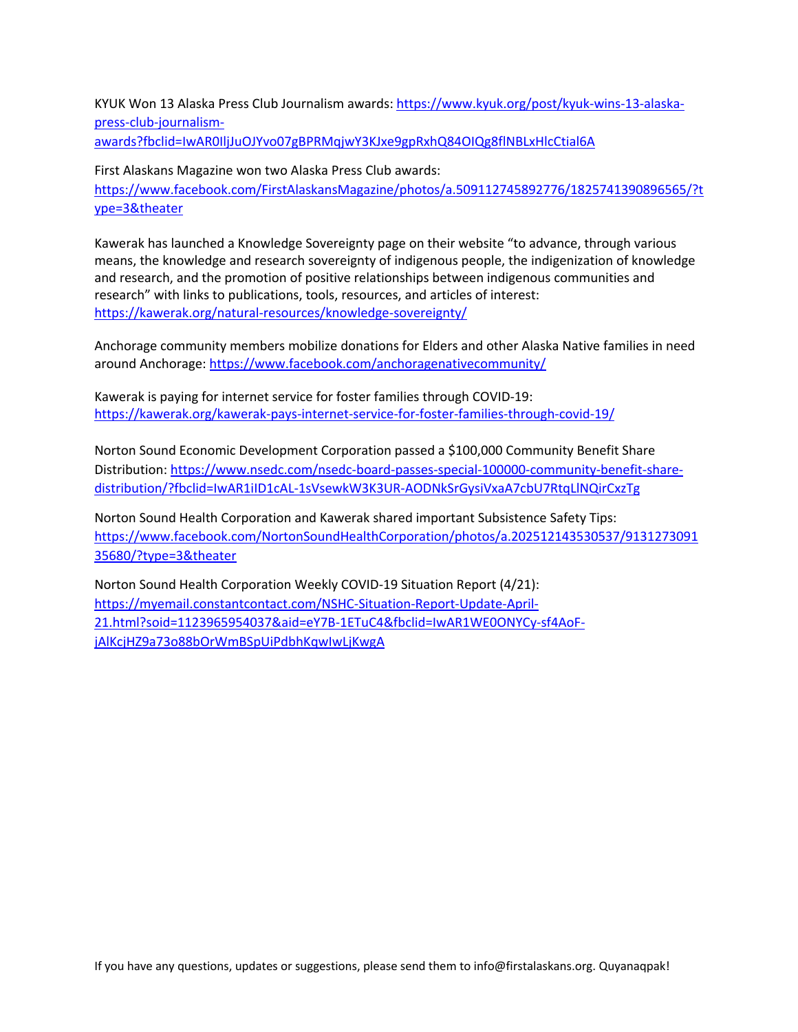KYUK Won 13 Alaska Press Club Journalism awards: https://www.kyuk.org/post/kyuk-wins-13-alaska-press-club-journalism-awards?fbclid=IwAR0IljJuOJYvo07gBPRMqjwY3KJxe9gpRxhQ84OIQg8flNBLxHlcCtial6A

First Alaskans Magazine won two Alaska Press Club awards: https://www.facebook.com/FirstAlaskansMagazine/photos/a.509112745892776/1825741390896565/?type=3&theater

Kawerak has launched a Knowledge Sovereignty page on their website "to advance, through various means, the knowledge and research sovereignty of indigenous people, the indigenization of knowledge and research, and the promotion of positive relationships between indigenous communities and research" with links to publications, tools, resources, and articles of interest: https://kawerak.org/natural-resources/knowledge-sovereignty/

Anchorage community members mobilize donations for Elders and other Alaska Native families in need around Anchorage: https://www.facebook.com/anchoragenativecommunity/

Kawerak is paying for internet service for foster families through COVID-19: https://kawerak.org/kawerak-pays-internet-service-for-foster-families-through-covid-19/

Norton Sound Economic Development Corporation passed a $100,000 Community Benefit Share Distribution: https://www.nsedc.com/nsedc-board-passes-special-100000-community-benefit-share-distribution/?fbclid=IwAR1iID1cAL-1sVsewkW3K3UR-AODNkSrGysiVxaA7cbU7RtqLlNQirCxzTg

Norton Sound Health Corporation and Kawerak shared important Subsistence Safety Tips: https://www.facebook.com/NortonSoundHealthCorporation/photos/a.202512143530537/913127309135680/?type=3&theater

Norton Sound Health Corporation Weekly COVID-19 Situation Report (4/21): https://myemail.constantcontact.com/NSHC-Situation-Report-Update-April-21.html?soid=1123965954037&aid=eY7B-1ETuC4&fbclid=IwAR1WE0ONYCy-sf4AoF-jAlKcjHZ9a73o88bOrWmBSpUiPdbhKqwIwLjKwgA

If you have any questions, updates or suggestions, please send them to info@firstalaskans.org. Quyanaqpak!